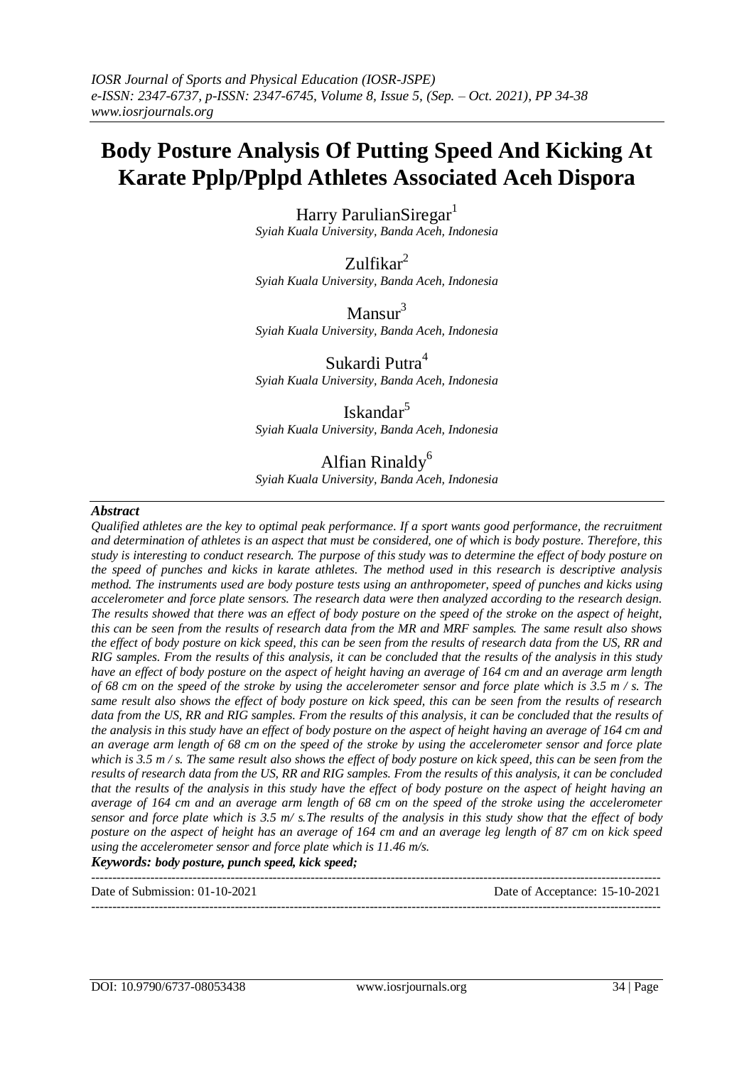# Body Posture Analysis Of Putting Speed And Kicking At Karate Pplp/Pplpd Athletes Associated Aceh Dispora

Harry ParulianSiregar[1]
*Syiah Kuala University, Banda Aceh, Indonesia*

Zulfikar[2]
*Syiah Kuala University, Banda Aceh, Indonesia*

Mansur[3]
*Syiah Kuala University, Banda Aceh, Indonesia*

Sukardi Putra[4]
*Syiah Kuala University, Banda Aceh, Indonesia*

Iskandar[5]
*Syiah Kuala University, Banda Aceh, Indonesia*

Alfian Rinaldy[6]
*Syiah Kuala University, Banda Aceh, Indonesia*

***Abstract***

*Qualified athletes are the key to optimal peak performance. If a sport wants good performance, the recruitment and determination of athletes is an aspect that must be considered, one of which is body posture. Therefore, this study is interesting to conduct research. The purpose of this study was to determine the effect of body posture on the speed of punches and kicks in karate athletes. The method used in this research is descriptive analysis method. The instruments used are body posture tests using an anthropometer, speed of punches and kicks using accelerometer and force plate sensors. The research data were then analyzed according to the research design. The results showed that there was an effect of body posture on the speed of the stroke on the aspect of height, this can be seen from the results of research data from the MR and MRF samples. The same result also shows the effect of body posture on kick speed, this can be seen from the results of research data from the US, RR and RIG samples. From the results of this analysis, it can be concluded that the results of the analysis in this study have an effect of body posture on the aspect of height having an average of 164 cm and an average arm length of 68 cm on the speed of the stroke by using the accelerometer sensor and force plate which is 3.5 m / s. The same result also shows the effect of body posture on kick speed, this can be seen from the results of research data from the US, RR and RIG samples. From the results of this analysis, it can be concluded that the results of the analysis in this study have an effect of body posture on the aspect of height having an average of 164 cm and an average arm length of 68 cm on the speed of the stroke by using the accelerometer sensor and force plate which is 3.5 m / s. The same result also shows the effect of body posture on kick speed, this can be seen from the results of research data from the US, RR and RIG samples. From the results of this analysis, it can be concluded that the results of the analysis in this study have the effect of body posture on the aspect of height having an average of 164 cm and an average arm length of 68 cm on the speed of the stroke using the accelerometer sensor and force plate which is 3.5 m/ s.The results of the analysis in this study show that the effect of body posture on the aspect of height has an average of 164 cm and an average leg length of 87 cm on kick speed using the accelerometer sensor and force plate which is 11.46 m/s.*

***Keywords: body posture, punch speed, kick speed;***

---

Date of Submission: 01-10-2021 Date of Acceptance: 15-10-2021

---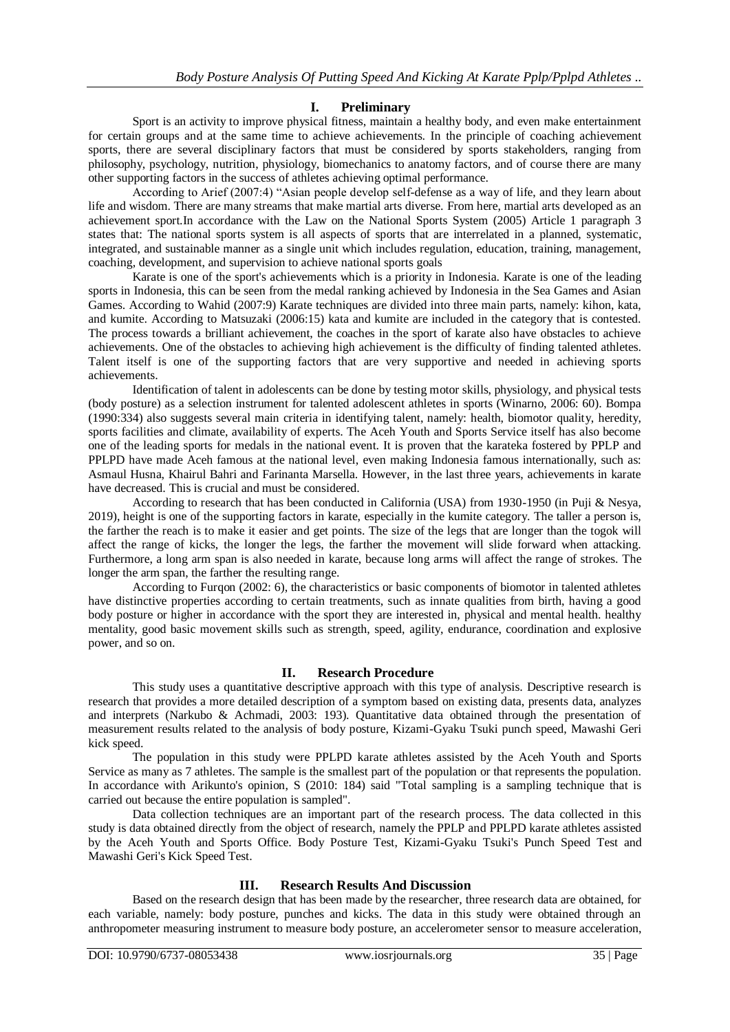## I. Preliminary

Sport is an activity to improve physical fitness, maintain a healthy body, and even make entertainment for certain groups and at the same time to achieve achievements. In the principle of coaching achievement sports, there are several disciplinary factors that must be considered by sports stakeholders, ranging from philosophy, psychology, nutrition, physiology, biomechanics to anatomy factors, and of course there are many other supporting factors in the success of athletes achieving optimal performance.

According to Arief (2007:4) "Asian people develop self-defense as a way of life, and they learn about life and wisdom. There are many streams that make martial arts diverse. From here, martial arts developed as an achievement sport.In accordance with the Law on the National Sports System (2005) Article 1 paragraph 3 states that: The national sports system is all aspects of sports that are interrelated in a planned, systematic, integrated, and sustainable manner as a single unit which includes regulation, education, training, management, coaching, development, and supervision to achieve national sports goals

Karate is one of the sport's achievements which is a priority in Indonesia. Karate is one of the leading sports in Indonesia, this can be seen from the medal ranking achieved by Indonesia in the Sea Games and Asian Games. According to Wahid (2007:9) Karate techniques are divided into three main parts, namely: kihon, kata, and kumite. According to Matsuzaki (2006:15) kata and kumite are included in the category that is contested. The process towards a brilliant achievement, the coaches in the sport of karate also have obstacles to achieve achievements. One of the obstacles to achieving high achievement is the difficulty of finding talented athletes. Talent itself is one of the supporting factors that are very supportive and needed in achieving sports achievements.

Identification of talent in adolescents can be done by testing motor skills, physiology, and physical tests (body posture) as a selection instrument for talented adolescent athletes in sports (Winarno, 2006: 60). Bompa (1990:334) also suggests several main criteria in identifying talent, namely: health, biomotor quality, heredity, sports facilities and climate, availability of experts. The Aceh Youth and Sports Service itself has also become one of the leading sports for medals in the national event. It is proven that the karateka fostered by PPLP and PPLPD have made Aceh famous at the national level, even making Indonesia famous internationally, such as: Asmaul Husna, Khairul Bahri and Farinanta Marsella. However, in the last three years, achievements in karate have decreased. This is crucial and must be considered.

According to research that has been conducted in California (USA) from 1930-1950 (in Puji & Nesya, 2019), height is one of the supporting factors in karate, especially in the kumite category. The taller a person is, the farther the reach is to make it easier and get points. The size of the legs that are longer than the togok will affect the range of kicks, the longer the legs, the farther the movement will slide forward when attacking. Furthermore, a long arm span is also needed in karate, because long arms will affect the range of strokes. The longer the arm span, the farther the resulting range.

According to Furqon (2002: 6), the characteristics or basic components of biomotor in talented athletes have distinctive properties according to certain treatments, such as innate qualities from birth, having a good body posture or higher in accordance with the sport they are interested in, physical and mental health. healthy mentality, good basic movement skills such as strength, speed, agility, endurance, coordination and explosive power, and so on.

## II. Research Procedure

This study uses a quantitative descriptive approach with this type of analysis. Descriptive research is research that provides a more detailed description of a symptom based on existing data, presents data, analyzes and interprets (Narkubo & Achmadi, 2003: 193). Quantitative data obtained through the presentation of measurement results related to the analysis of body posture, Kizami-Gyaku Tsuki punch speed, Mawashi Geri kick speed.

The population in this study were PPLPD karate athletes assisted by the Aceh Youth and Sports Service as many as 7 athletes. The sample is the smallest part of the population or that represents the population. In accordance with Arikunto's opinion, S (2010: 184) said "Total sampling is a sampling technique that is carried out because the entire population is sampled".

Data collection techniques are an important part of the research process. The data collected in this study is data obtained directly from the object of research, namely the PPLP and PPLPD karate athletes assisted by the Aceh Youth and Sports Office. Body Posture Test, Kizami-Gyaku Tsuki's Punch Speed Test and Mawashi Geri's Kick Speed Test.

## III. Research Results And Discussion

Based on the research design that has been made by the researcher, three research data are obtained, for each variable, namely: body posture, punches and kicks. The data in this study were obtained through an anthropometer measuring instrument to measure body posture, an accelerometer sensor to measure acceleration,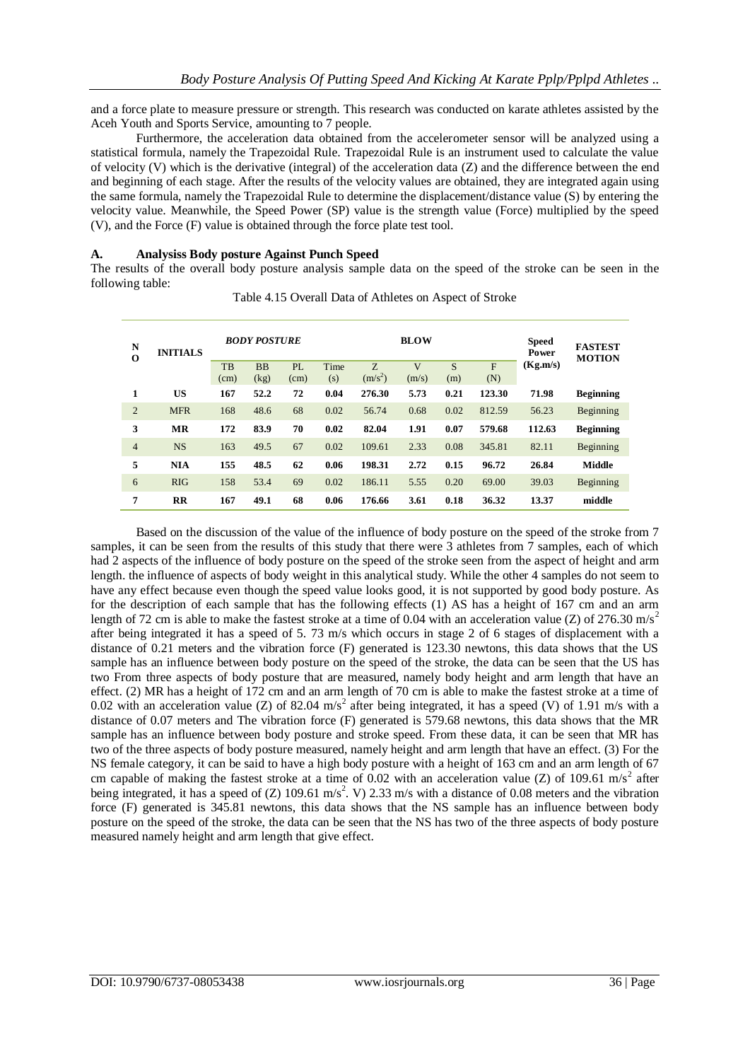and a force plate to measure pressure or strength. This research was conducted on karate athletes assisted by the Aceh Youth and Sports Service, amounting to 7 people.

Furthermore, the acceleration data obtained from the accelerometer sensor will be analyzed using a statistical formula, namely the Trapezoidal Rule. Trapezoidal Rule is an instrument used to calculate the value of velocity (V) which is the derivative (integral) of the acceleration data (Z) and the difference between the end and beginning of each stage. After the results of the velocity values are obtained, they are integrated again using the same formula, namely the Trapezoidal Rule to determine the displacement/distance value (S) by entering the velocity value. Meanwhile, the Speed Power (SP) value is the strength value (Force) multiplied by the speed (V), and the Force (F) value is obtained through the force plate test tool.

### A. Analysiss Body posture Against Punch Speed

The results of the overall body posture analysis sample data on the speed of the stroke can be seen in the following table:

Table 4.15 Overall Data of Athletes on Aspect of Stroke

| NO | INITIALS | *BODY POSTURE* | | | BLOW | | | | | Speed Power (Kg.m/s) | FASTEST MOTION |
|---|---|---|---|---|---|---|---|---|---|---|---|
| | | TB (cm) | BB (kg) | PL (cm) | Time (s) | Z ($m/s^2$) | V (m/s) | S (m) | F (N) | | |
| **1** | **US** | **167** | **52.2** | **72** | **0.04** | **276.30** | **5.73** | **0.21** | **123.30** | **71.98** | **Beginning** |
| 2 | MFR | 168 | 48.6 | 68 | 0.02 | 56.74 | 0.68 | 0.02 | 812.59 | 56.23 | Beginning |
| **3** | **MR** | **172** | **83.9** | **70** | **0.02** | **82.04** | **1.91** | **0.07** | **579.68** | **112.63** | **Beginning** |
| 4 | NS | 163 | 49.5 | 67 | 0.02 | 109.61 | 2.33 | 0.08 | 345.81 | 82.11 | Beginning |
| **5** | **NIA** | **155** | **48.5** | **62** | **0.06** | **198.31** | **2.72** | **0.15** | **96.72** | **26.84** | **Middle** |
| 6 | RIG | 158 | 53.4 | 69 | 0.02 | 186.11 | 5.55 | 0.20 | 69.00 | 39.03 | Beginning |
| **7** | **RR** | **167** | **49.1** | **68** | **0.06** | **176.66** | **3.61** | **0.18** | **36.32** | **13.37** | **middle** |

Based on the discussion of the value of the influence of body posture on the speed of the stroke from 7 samples, it can be seen from the results of this study that there were 3 athletes from 7 samples, each of which had 2 aspects of the influence of body posture on the speed of the stroke seen from the aspect of height and arm length. the influence of aspects of body weight in this analytical study. While the other 4 samples do not seem to have any effect because even though the speed value looks good, it is not supported by good body posture. As for the description of each sample that has the following effects (1) AS has a height of 167 cm and an arm length of 72 cm is able to make the fastest stroke at a time of 0.04 with an acceleration value (Z) of 276.30 $m/s^2$ after being integrated it has a speed of 5. 73 m/s which occurs in stage 2 of 6 stages of displacement with a distance of 0.21 meters and the vibration force (F) generated is 123.30 newtons, this data shows that the US sample has an influence between body posture on the speed of the stroke, the data can be seen that the US has two From three aspects of body posture that are measured, namely body height and arm length that have an effect. (2) MR has a height of 172 cm and an arm length of 70 cm is able to make the fastest stroke at a time of 0.02 with an acceleration value (Z) of 82.04 $m/s^2$ after being integrated, it has a speed (V) of 1.91 m/s with a distance of 0.07 meters and The vibration force (F) generated is 579.68 newtons, this data shows that the MR sample has an influence between body posture and stroke speed. From these data, it can be seen that MR has two of the three aspects of body posture measured, namely height and arm length that have an effect. (3) For the NS female category, it can be said to have a high body posture with a height of 163 cm and an arm length of 67 cm capable of making the fastest stroke at a time of 0.02 with an acceleration value (Z) of 109.61 $m/s^2$ after being integrated, it has a speed of (Z) 109.61 $m/s^2$. V) 2.33 m/s with a distance of 0.08 meters and the vibration force (F) generated is 345.81 newtons, this data shows that the NS sample has an influence between body posture on the speed of the stroke, the data can be seen that the NS has two of the three aspects of body posture measured namely height and arm length that give effect.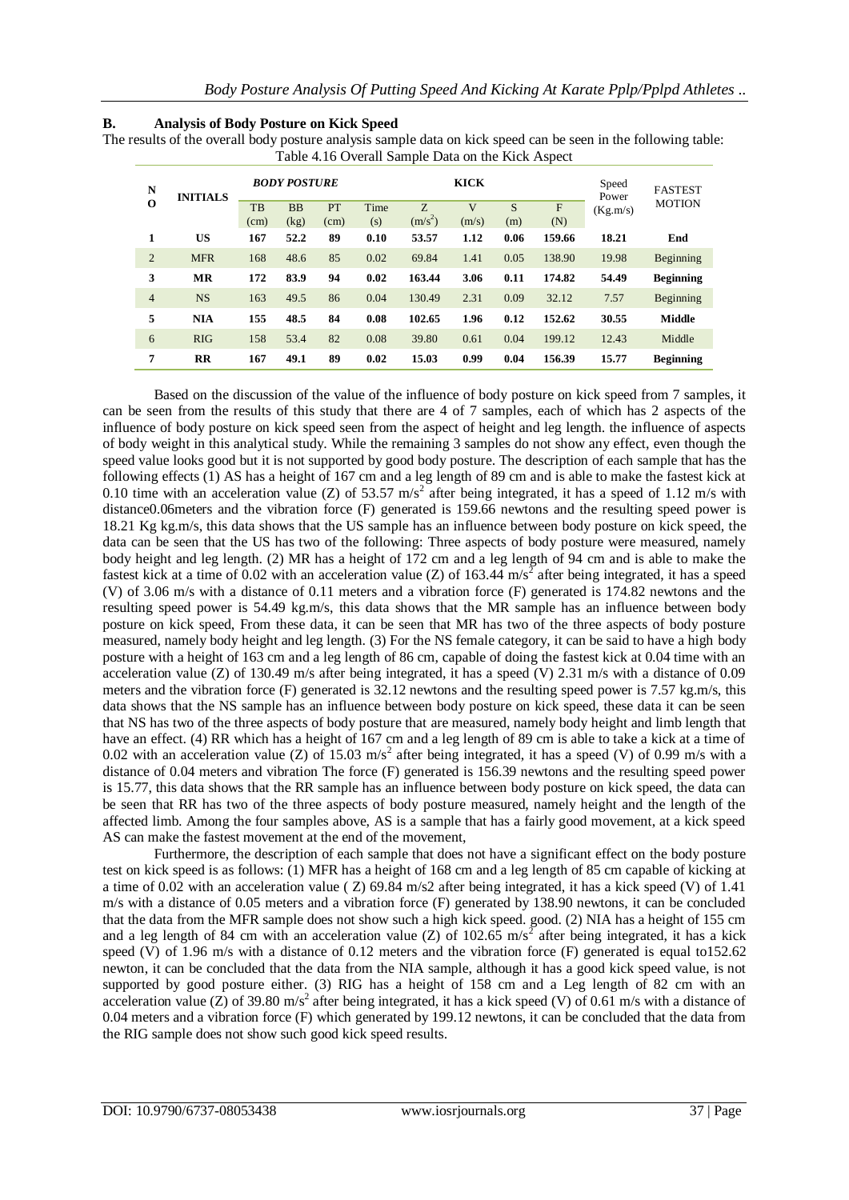## B. Analysis of Body Posture on Kick Speed

The results of the overall body posture analysis sample data on kick speed can be seen in the following table:

Table 4.16 Overall Sample Data on the Kick Aspect

| NO | INITIALS | BODY POSTURE | | | KICK | | | | | Speed Power (Kg.m/s) | FASTEST MOTION |
|---|---|---|---|---|---|---|---|---|---|---|---|
| | | TB (cm) | BB (kg) | PT (cm) | Time (s) | Z $(m/s^2)$ | V (m/s) | S (m) | F (N) | | |
| **1** | **US** | **167** | **52.2** | **89** | **0.10** | **53.57** | **1.12** | **0.06** | **159.66** | **18.21** | **End** |
| 2 | MFR | 168 | 48.6 | 85 | 0.02 | 69.84 | 1.41 | 0.05 | 138.90 | 19.98 | Beginning |
| **3** | **MR** | **172** | **83.9** | **94** | **0.02** | **163.44** | **3.06** | **0.11** | **174.82** | **54.49** | **Beginning** |
| 4 | NS | 163 | 49.5 | 86 | 0.04 | 130.49 | 2.31 | 0.09 | 32.12 | 7.57 | Beginning |
| **5** | **NIA** | **155** | **48.5** | **84** | **0.08** | **102.65** | **1.96** | **0.12** | **152.62** | **30.55** | **Middle** |
| 6 | RIG | 158 | 53.4 | 82 | 0.08 | 39.80 | 0.61 | 0.04 | 199.12 | 12.43 | Middle |
| **7** | **RR** | **167** | **49.1** | **89** | **0.02** | **15.03** | **0.99** | **0.04** | **156.39** | **15.77** | **Beginning** |

Based on the discussion of the value of the influence of body posture on kick speed from 7 samples, it can be seen from the results of this study that there are 4 of 7 samples, each of which has 2 aspects of the influence of body posture on kick speed seen from the aspect of height and leg length. the influence of aspects of body weight in this analytical study. While the remaining 3 samples do not show any effect, even though the speed value looks good but it is not supported by good body posture. The description of each sample that has the following effects (1) AS has a height of 167 cm and a leg length of 89 cm and is able to make the fastest kick at 0.10 time with an acceleration value (Z) of 53.57 $m/s^2$ after being integrated, it has a speed of 1.12 m/s with distance0.06meters and the vibration force (F) generated is 159.66 newtons and the resulting speed power is 18.21 Kg kg.m/s, this data shows that the US sample has an influence between body posture on kick speed, the data can be seen that the US has two of the following: Three aspects of body posture were measured, namely body height and leg length. (2) MR has a height of 172 cm and a leg length of 94 cm and is able to make the fastest kick at a time of 0.02 with an acceleration value (Z) of 163.44 $m/s^2$ after being integrated, it has a speed (V) of 3.06 m/s with a distance of 0.11 meters and a vibration force (F) generated is 174.82 newtons and the resulting speed power is 54.49 kg.m/s, this data shows that the MR sample has an influence between body posture on kick speed, From these data, it can be seen that MR has two of the three aspects of body posture measured, namely body height and leg length. (3) For the NS female category, it can be said to have a high body posture with a height of 163 cm and a leg length of 86 cm, capable of doing the fastest kick at 0.04 time with an acceleration value (Z) of 130.49 m/s after being integrated, it has a speed (V) 2.31 m/s with a distance of 0.09 meters and the vibration force (F) generated is 32.12 newtons and the resulting speed power is 7.57 kg.m/s, this data shows that the NS sample has an influence between body posture on kick speed, these data it can be seen that NS has two of the three aspects of body posture that are measured, namely body height and limb length that have an effect. (4) RR which has a height of 167 cm and a leg length of 89 cm is able to take a kick at a time of 0.02 with an acceleration value (Z) of 15.03 $m/s^2$ after being integrated, it has a speed (V) of 0.99 m/s with a distance of 0.04 meters and vibration The force (F) generated is 156.39 newtons and the resulting speed power is 15.77, this data shows that the RR sample has an influence between body posture on kick speed, the data can be seen that RR has two of the three aspects of body posture measured, namely height and the length of the affected limb. Among the four samples above, AS is a sample that has a fairly good movement, at a kick speed AS can make the fastest movement at the end of the movement,

Furthermore, the description of each sample that does not have a significant effect on the body posture test on kick speed is as follows: (1) MFR has a height of 168 cm and a leg length of 85 cm capable of kicking at a time of 0.02 with an acceleration value ( Z) 69.84 m/s2 after being integrated, it has a kick speed (V) of 1.41 m/s with a distance of 0.05 meters and a vibration force (F) generated by 138.90 newtons, it can be concluded that the data from the MFR sample does not show such a high kick speed. good. (2) NIA has a height of 155 cm and a leg length of 84 cm with an acceleration value (Z) of 102.65 $m/s^2$ after being integrated, it has a kick speed (V) of 1.96 m/s with a distance of 0.12 meters and the vibration force (F) generated is equal to152.62 newton, it can be concluded that the data from the NIA sample, although it has a good kick speed value, is not supported by good posture either. (3) RIG has a height of 158 cm and a Leg length of 82 cm with an acceleration value (Z) of 39.80 $m/s^2$ after being integrated, it has a kick speed (V) of 0.61 m/s with a distance of 0.04 meters and a vibration force (F) which generated by 199.12 newtons, it can be concluded that the data from the RIG sample does not show such good kick speed results.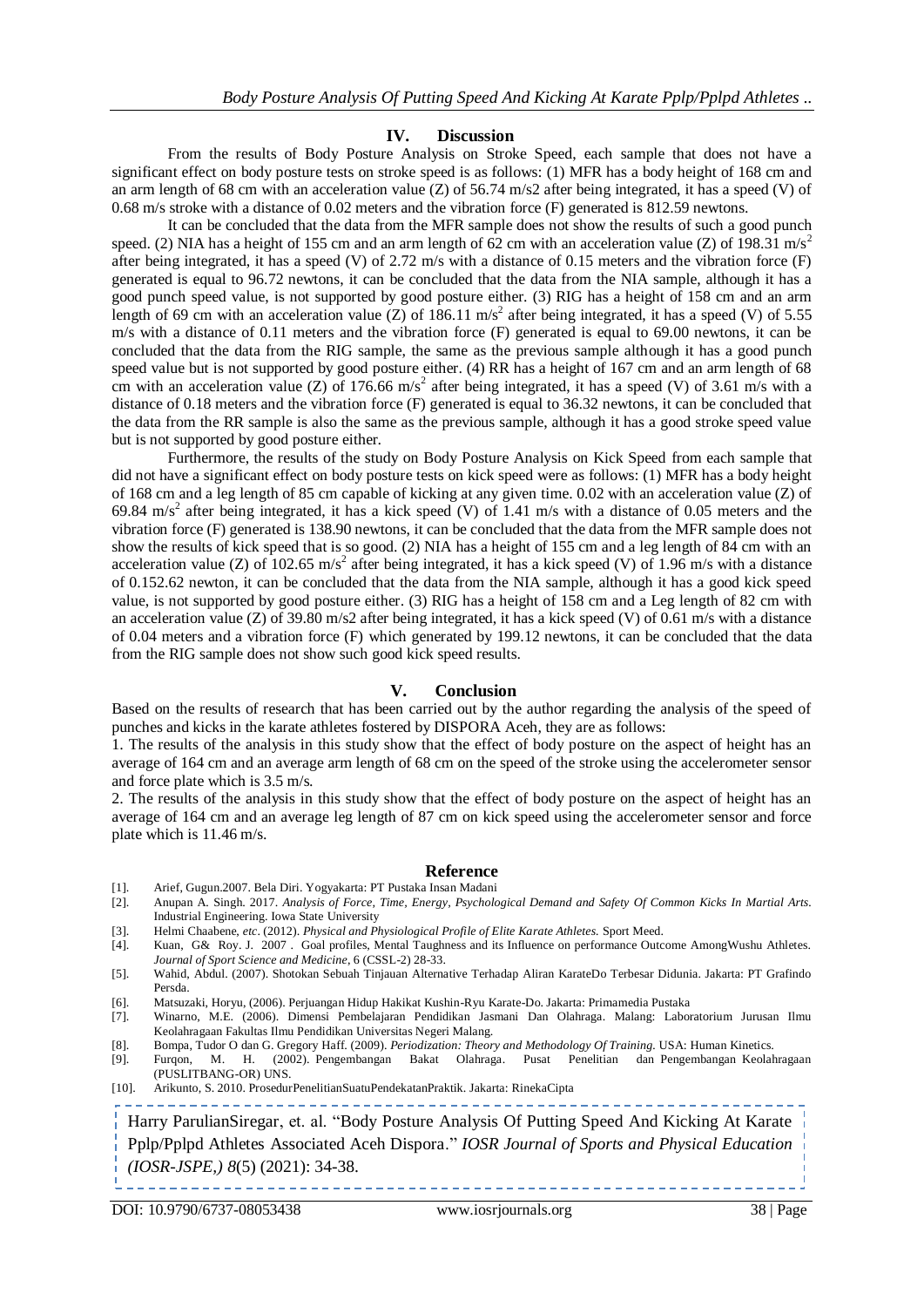## IV. Discussion

From the results of Body Posture Analysis on Stroke Speed, each sample that does not have a significant effect on body posture tests on stroke speed is as follows: (1) MFR has a body height of 168 cm and an arm length of 68 cm with an acceleration value (Z) of 56.74 m/s2 after being integrated, it has a speed (V) of 0.68 m/s stroke with a distance of 0.02 meters and the vibration force (F) generated is 812.59 newtons.

It can be concluded that the data from the MFR sample does not show the results of such a good punch speed. (2) NIA has a height of 155 cm and an arm length of 62 cm with an acceleration value (Z) of 198.31 $m/s^2$ after being integrated, it has a speed (V) of 2.72 m/s with a distance of 0.15 meters and the vibration force (F) generated is equal to 96.72 newtons, it can be concluded that the data from the NIA sample, although it has a good punch speed value, is not supported by good posture either. (3) RIG has a height of 158 cm and an arm length of 69 cm with an acceleration value (Z) of 186.11 $m/s^2$ after being integrated, it has a speed (V) of 5.55 m/s with a distance of 0.11 meters and the vibration force (F) generated is equal to 69.00 newtons, it can be concluded that the data from the RIG sample, the same as the previous sample although it has a good punch speed value but is not supported by good posture either. (4) RR has a height of 167 cm and an arm length of 68 cm with an acceleration value (Z) of 176.66 $m/s^2$ after being integrated, it has a speed (V) of 3.61 m/s with a distance of 0.18 meters and the vibration force (F) generated is equal to 36.32 newtons, it can be concluded that the data from the RR sample is also the same as the previous sample, although it has a good stroke speed value but is not supported by good posture either.

Furthermore, the results of the study on Body Posture Analysis on Kick Speed from each sample that did not have a significant effect on body posture tests on kick speed were as follows: (1) MFR has a body height of 168 cm and a leg length of 85 cm capable of kicking at any given time. 0.02 with an acceleration value (Z) of 69.84 $m/s^2$ after being integrated, it has a kick speed (V) of 1.41 m/s with a distance of 0.05 meters and the vibration force (F) generated is 138.90 newtons, it can be concluded that the data from the MFR sample does not show the results of kick speed that is so good. (2) NIA has a height of 155 cm and a leg length of 84 cm with an acceleration value (Z) of 102.65 $m/s^2$ after being integrated, it has a kick speed (V) of 1.96 m/s with a distance of 0.152.62 newton, it can be concluded that the data from the NIA sample, although it has a good kick speed value, is not supported by good posture either. (3) RIG has a height of 158 cm and a Leg length of 82 cm with an acceleration value (Z) of 39.80 m/s2 after being integrated, it has a kick speed (V) of 0.61 m/s with a distance of 0.04 meters and a vibration force (F) which generated by 199.12 newtons, it can be concluded that the data from the RIG sample does not show such good kick speed results.

## V. Conclusion

Based on the results of research that has been carried out by the author regarding the analysis of the speed of punches and kicks in the karate athletes fostered by DISPORA Aceh, they are as follows:

1. The results of the analysis in this study show that the effect of body posture on the aspect of height has an average of 164 cm and an average arm length of 68 cm on the speed of the stroke using the accelerometer sensor and force plate which is 3.5 m/s.
2. The results of the analysis in this study show that the effect of body posture on the aspect of height has an average of 164 cm and an average leg length of 87 cm on kick speed using the accelerometer sensor and force plate which is 11.46 m/s.

## Reference

[1]. Arief, Gugun.2007. Bela Diri. Yogyakarta: PT Pustaka Insan Madani

[2]. Anupan A. Singh. 2017. *Analysis of Force, Time, Energy, Psychological Demand and Safety Of Common Kicks In Martial Arts.* Industrial Engineering. Iowa State University

[3]. Helmi Chaabene, *etc*. (2012). *Physical and Physiological Profile of Elite Karate Athletes.* Sport Meed.

[4]. Kuan, G& Roy. J. 2007 . Goal profiles, Mental Taughness and its Influence on performance Outcome AmongWushu Athletes. *Journal of Sport Science and Medicine*, 6 (CSSL-2) 28-33.

[5]. Wahid, Abdul. (2007). Shotokan Sebuah Tinjauan Alternative Terhadap Aliran KarateDo Terbesar Didunia. Jakarta: PT Grafindo Persda.

[6]. Matsuzaki, Horyu, (2006). Perjuangan Hidup Hakikat Kushin-Ryu Karate-Do. Jakarta: Primamedia Pustaka

[7]. Winarno, M.E. (2006). Dimensi Pembelajaran Pendidikan Jasmani Dan Olahraga. Malang: Laboratorium Jurusan Ilmu Keolahragaan Fakultas Ilmu Pendidikan Universitas Negeri Malang.

[8]. Bompa, Tudor O dan G. Gregory Haff. (2009). *Periodization: Theory and Methodology Of Training.* USA: Human Kinetics.

[9]. Furqon, M. H. (2002). Pengembangan Bakat Olahraga. Pusat Penelitian dan Pengembangan Keolahragaan (PUSLITBANG-OR) UNS.

[10]. Arikunto, S. 2010. ProsedurPenelitianSuatuPendekatanPraktik. Jakarta: RinekaCipta

Harry ParulianSiregar, et. al. "Body Posture Analysis Of Putting Speed And Kicking At Karate Pplp/Pplpd Athletes Associated Aceh Dispora." *IOSR Journal of Sports and Physical Education (IOSR-JSPE,) 8*(5) (2021): 34-38.